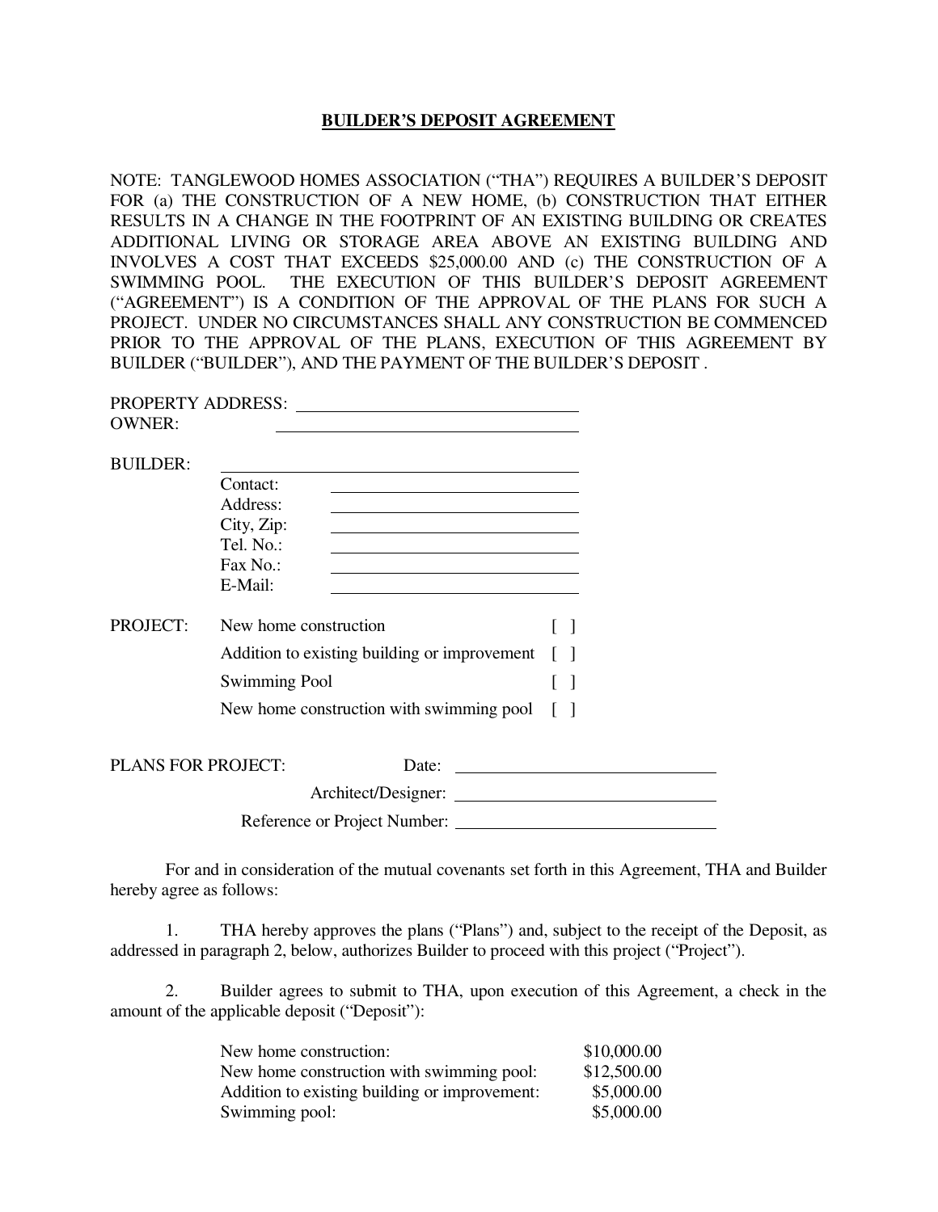# BUILDER'S DEPOSIT AGREEMENT

NOTE: TANGLEWOOD HOMES ASSOCIATION ("THA") REQUIRES A BUILDER'S DEPOSIT FOR (a) THE CONSTRUCTION OF A NEW HOME, (b) CONSTRUCTION THAT EITHER RESULTS IN A CHANGE IN THE FOOTPRINT OF AN EXISTING BUILDING OR CREATES ADDITIONAL LIVING OR STORAGE AREA ABOVE AN EXISTING BUILDING AND INVOLVES A COST THAT EXCEEDS $25,000.00 AND (c) THE CONSTRUCTION OF A SWIMMING POOL. THE EXECUTION OF THIS BUILDER'S DEPOSIT AGREEMENT ("AGREEMENT") IS A CONDITION OF THE APPROVAL OF THE PLANS FOR SUCH A PROJECT. UNDER NO CIRCUMSTANCES SHALL ANY CONSTRUCTION BE COMMENCED PRIOR TO THE APPROVAL OF THE PLANS, EXECUTION OF THIS AGREEMENT BY BUILDER ("BUILDER"), AND THE PAYMENT OF THE BUILDER'S DEPOSIT .

PROPERTY ADDRESS: ______________________________

OWNER: ______________________________

BUILDER: ______________________________

- Contact: ______________________
- Address: ______________________
- City, Zip: ______________________
- Tel. No.: ______________________
- Fax No.: ______________________
- E-Mail: ______________________

PROJECT:

- New home construction [ ]
- Addition to existing building or improvement [ ]
- Swimming Pool [ ]
- New home construction with swimming pool [ ]

PLANS FOR PROJECT:

- Date: ______________________
- Architect/Designer: ______________________
- Reference or Project Number: ______________________

For and in consideration of the mutual covenants set forth in this Agreement, THA and Builder hereby agree as follows:

1. THA hereby approves the plans ("Plans") and, subject to the receipt of the Deposit, as addressed in paragraph 2, below, authorizes Builder to proceed with this project ("Project").

2. Builder agrees to submit to THA, upon execution of this Agreement, a check in the amount of the applicable deposit ("Deposit"):

| | |
|---|---|
| New home construction: | $10,000.00 |
| New home construction with swimming pool: | $12,500.00 |
| Addition to existing building or improvement: | $5,000.00 |
| Swimming pool: | $5,000.00 |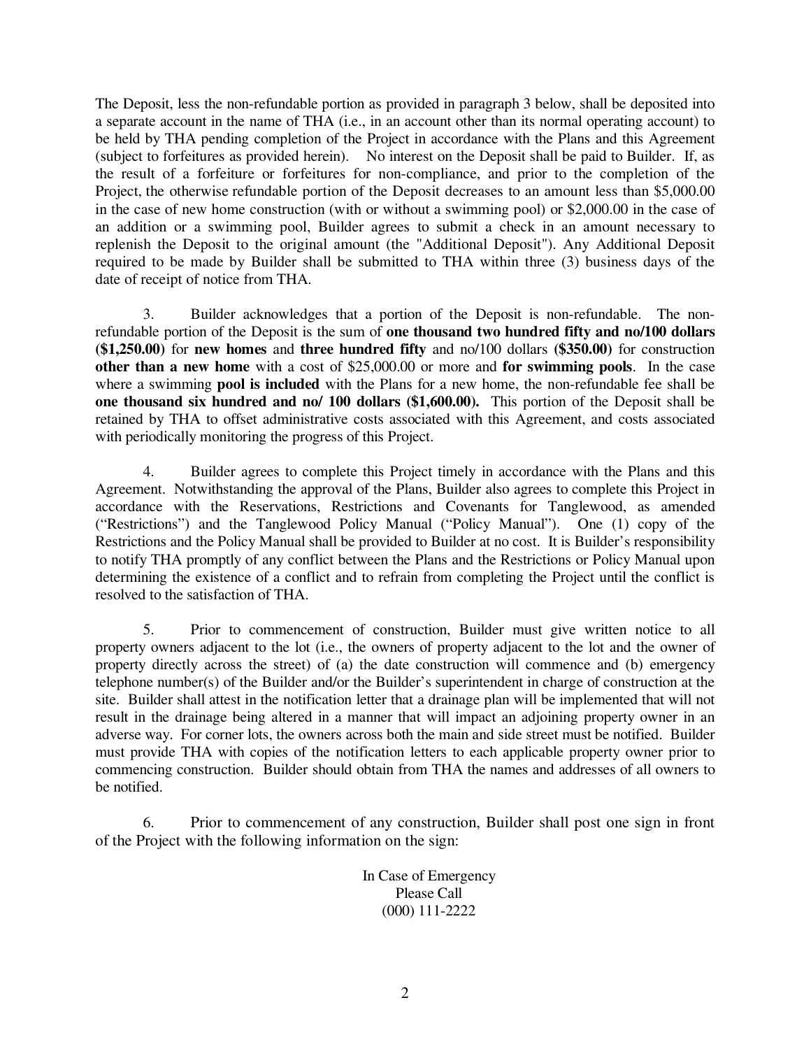The Deposit, less the non-refundable portion as provided in paragraph 3 below, shall be deposited into a separate account in the name of THA (i.e., in an account other than its normal operating account) to be held by THA pending completion of the Project in accordance with the Plans and this Agreement (subject to forfeitures as provided herein). No interest on the Deposit shall be paid to Builder. If, as the result of a forfeiture or forfeitures for non-compliance, and prior to the completion of the Project, the otherwise refundable portion of the Deposit decreases to an amount less than $5,000.00 in the case of new home construction (with or without a swimming pool) or $2,000.00 in the case of an addition or a swimming pool, Builder agrees to submit a check in an amount necessary to replenish the Deposit to the original amount (the "Additional Deposit"). Any Additional Deposit required to be made by Builder shall be submitted to THA within three (3) business days of the date of receipt of notice from THA.

3. Builder acknowledges that a portion of the Deposit is non-refundable. The non-refundable portion of the Deposit is the sum of **one thousand two hundred fifty and no/100 dollars ($1,250.00)** for **new homes** and **three hundred fifty** and no/100 dollars **($350.00)** for construction **other than a new home** with a cost of $25,000.00 or more and **for swimming pools**. In the case where a swimming **pool is included** with the Plans for a new home, the non-refundable fee shall be **one thousand six hundred and no/ 100 dollars ($1,600.00).** This portion of the Deposit shall be retained by THA to offset administrative costs associated with this Agreement, and costs associated with periodically monitoring the progress of this Project.

4. Builder agrees to complete this Project timely in accordance with the Plans and this Agreement. Notwithstanding the approval of the Plans, Builder also agrees to complete this Project in accordance with the Reservations, Restrictions and Covenants for Tanglewood, as amended ("Restrictions") and the Tanglewood Policy Manual ("Policy Manual"). One (1) copy of the Restrictions and the Policy Manual shall be provided to Builder at no cost. It is Builder's responsibility to notify THA promptly of any conflict between the Plans and the Restrictions or Policy Manual upon determining the existence of a conflict and to refrain from completing the Project until the conflict is resolved to the satisfaction of THA.

5. Prior to commencement of construction, Builder must give written notice to all property owners adjacent to the lot (i.e., the owners of property adjacent to the lot and the owner of property directly across the street) of (a) the date construction will commence and (b) emergency telephone number(s) of the Builder and/or the Builder's superintendent in charge of construction at the site. Builder shall attest in the notification letter that a drainage plan will be implemented that will not result in the drainage being altered in a manner that will impact an adjoining property owner in an adverse way. For corner lots, the owners across both the main and side street must be notified. Builder must provide THA with copies of the notification letters to each applicable property owner prior to commencing construction. Builder should obtain from THA the names and addresses of all owners to be notified.

6. Prior to commencement of any construction, Builder shall post one sign in front of the Project with the following information on the sign:

In Case of Emergency
Please Call
(000) 111-2222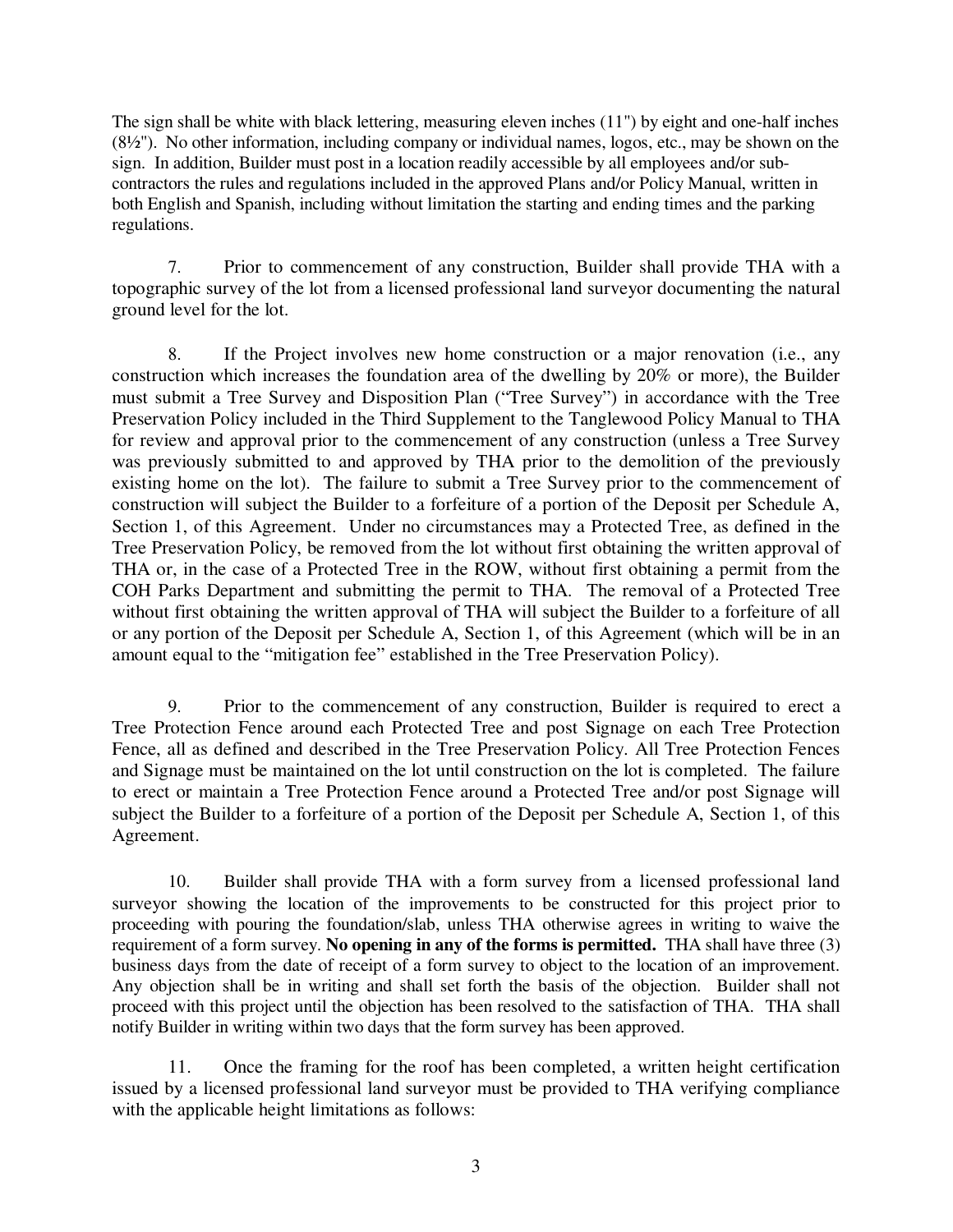The sign shall be white with black lettering, measuring eleven inches (11") by eight and one-half inches (8½"). No other information, including company or individual names, logos, etc., may be shown on the sign. In addition, Builder must post in a location readily accessible by all employees and/or sub-contractors the rules and regulations included in the approved Plans and/or Policy Manual, written in both English and Spanish, including without limitation the starting and ending times and the parking regulations.

7. Prior to commencement of any construction, Builder shall provide THA with a topographic survey of the lot from a licensed professional land surveyor documenting the natural ground level for the lot.

8. If the Project involves new home construction or a major renovation (i.e., any construction which increases the foundation area of the dwelling by 20% or more), the Builder must submit a Tree Survey and Disposition Plan ("Tree Survey") in accordance with the Tree Preservation Policy included in the Third Supplement to the Tanglewood Policy Manual to THA for review and approval prior to the commencement of any construction (unless a Tree Survey was previously submitted to and approved by THA prior to the demolition of the previously existing home on the lot). The failure to submit a Tree Survey prior to the commencement of construction will subject the Builder to a forfeiture of a portion of the Deposit per Schedule A, Section 1, of this Agreement. Under no circumstances may a Protected Tree, as defined in the Tree Preservation Policy, be removed from the lot without first obtaining the written approval of THA or, in the case of a Protected Tree in the ROW, without first obtaining a permit from the COH Parks Department and submitting the permit to THA. The removal of a Protected Tree without first obtaining the written approval of THA will subject the Builder to a forfeiture of all or any portion of the Deposit per Schedule A, Section 1, of this Agreement (which will be in an amount equal to the "mitigation fee" established in the Tree Preservation Policy).

9. Prior to the commencement of any construction, Builder is required to erect a Tree Protection Fence around each Protected Tree and post Signage on each Tree Protection Fence, all as defined and described in the Tree Preservation Policy. All Tree Protection Fences and Signage must be maintained on the lot until construction on the lot is completed. The failure to erect or maintain a Tree Protection Fence around a Protected Tree and/or post Signage will subject the Builder to a forfeiture of a portion of the Deposit per Schedule A, Section 1, of this Agreement.

10. Builder shall provide THA with a form survey from a licensed professional land surveyor showing the location of the improvements to be constructed for this project prior to proceeding with pouring the foundation/slab, unless THA otherwise agrees in writing to waive the requirement of a form survey. **No opening in any of the forms is permitted.** THA shall have three (3) business days from the date of receipt of a form survey to object to the location of an improvement. Any objection shall be in writing and shall set forth the basis of the objection. Builder shall not proceed with this project until the objection has been resolved to the satisfaction of THA. THA shall notify Builder in writing within two days that the form survey has been approved.

11. Once the framing for the roof has been completed, a written height certification issued by a licensed professional land surveyor must be provided to THA verifying compliance with the applicable height limitations as follows: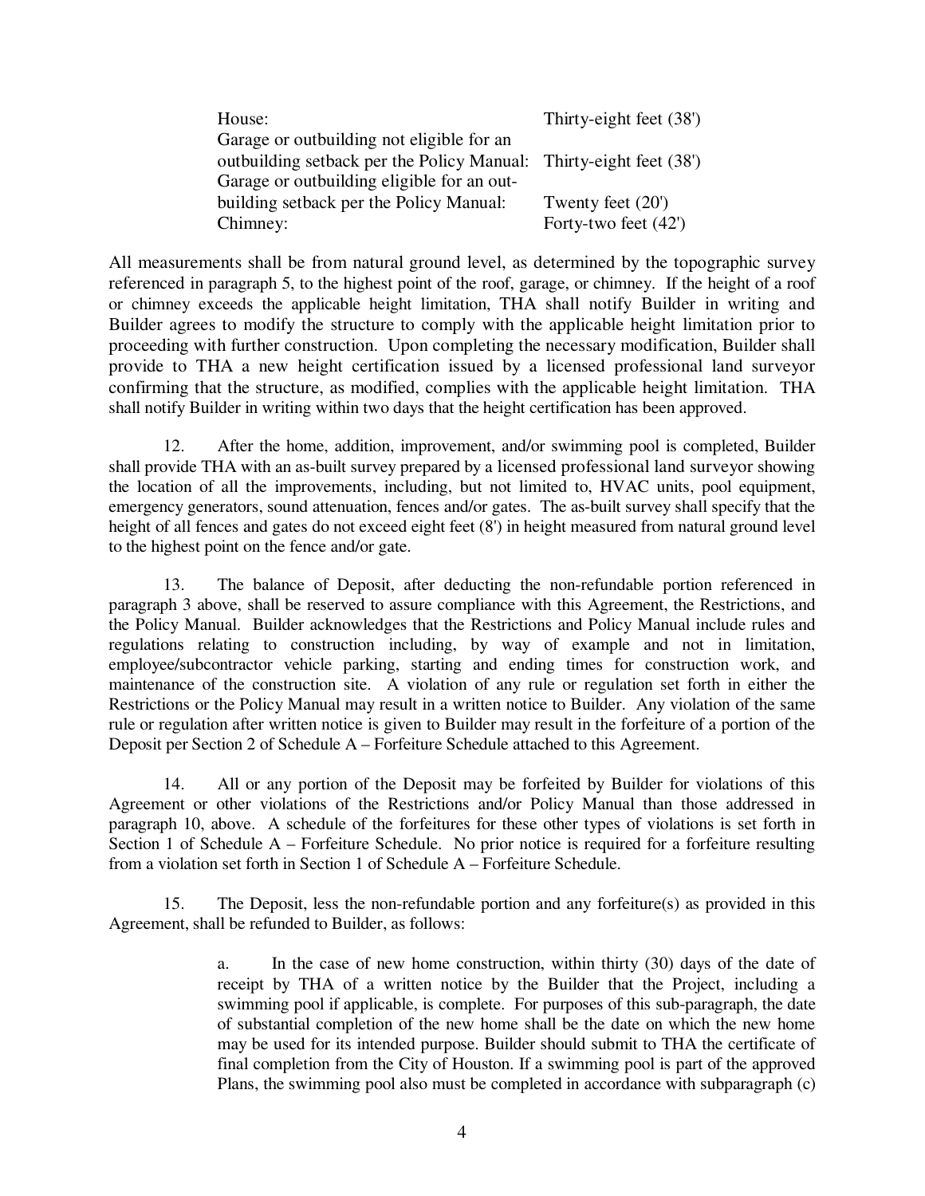| | |
|---|---|
| House: | Thirty-eight feet (38') |
| Garage or outbuilding not eligible for an outbuilding setback per the Policy Manual: | Thirty-eight feet (38') |
| Garage or outbuilding eligible for an out-building setback per the Policy Manual: | Twenty feet (20') |
| Chimney: | Forty-two feet (42') |

All measurements shall be from natural ground level, as determined by the topographic survey referenced in paragraph 5, to the highest point of the roof, garage, or chimney. If the height of a roof or chimney exceeds the applicable height limitation, THA shall notify Builder in writing and Builder agrees to modify the structure to comply with the applicable height limitation prior to proceeding with further construction. Upon completing the necessary modification, Builder shall provide to THA a new height certification issued by a licensed professional land surveyor confirming that the structure, as modified, complies with the applicable height limitation. THA shall notify Builder in writing within two days that the height certification has been approved.

12. After the home, addition, improvement, and/or swimming pool is completed, Builder shall provide THA with an as-built survey prepared by a licensed professional land surveyor showing the location of all the improvements, including, but not limited to, HVAC units, pool equipment, emergency generators, sound attenuation, fences and/or gates. The as-built survey shall specify that the height of all fences and gates do not exceed eight feet (8') in height measured from natural ground level to the highest point on the fence and/or gate.

13. The balance of Deposit, after deducting the non-refundable portion referenced in paragraph 3 above, shall be reserved to assure compliance with this Agreement, the Restrictions, and the Policy Manual. Builder acknowledges that the Restrictions and Policy Manual include rules and regulations relating to construction including, by way of example and not in limitation, employee/subcontractor vehicle parking, starting and ending times for construction work, and maintenance of the construction site. A violation of any rule or regulation set forth in either the Restrictions or the Policy Manual may result in a written notice to Builder. Any violation of the same rule or regulation after written notice is given to Builder may result in the forfeiture of a portion of the Deposit per Section 2 of Schedule A – Forfeiture Schedule attached to this Agreement.

14. All or any portion of the Deposit may be forfeited by Builder for violations of this Agreement or other violations of the Restrictions and/or Policy Manual than those addressed in paragraph 10, above. A schedule of the forfeitures for these other types of violations is set forth in Section 1 of Schedule A – Forfeiture Schedule. No prior notice is required for a forfeiture resulting from a violation set forth in Section 1 of Schedule A – Forfeiture Schedule.

15. The Deposit, less the non-refundable portion and any forfeiture(s) as provided in this Agreement, shall be refunded to Builder, as follows:

a. In the case of new home construction, within thirty (30) days of the date of receipt by THA of a written notice by the Builder that the Project, including a swimming pool if applicable, is complete. For purposes of this sub-paragraph, the date of substantial completion of the new home shall be the date on which the new home may be used for its intended purpose. Builder should submit to THA the certificate of final completion from the City of Houston. If a swimming pool is part of the approved Plans, the swimming pool also must be completed in accordance with subparagraph (c)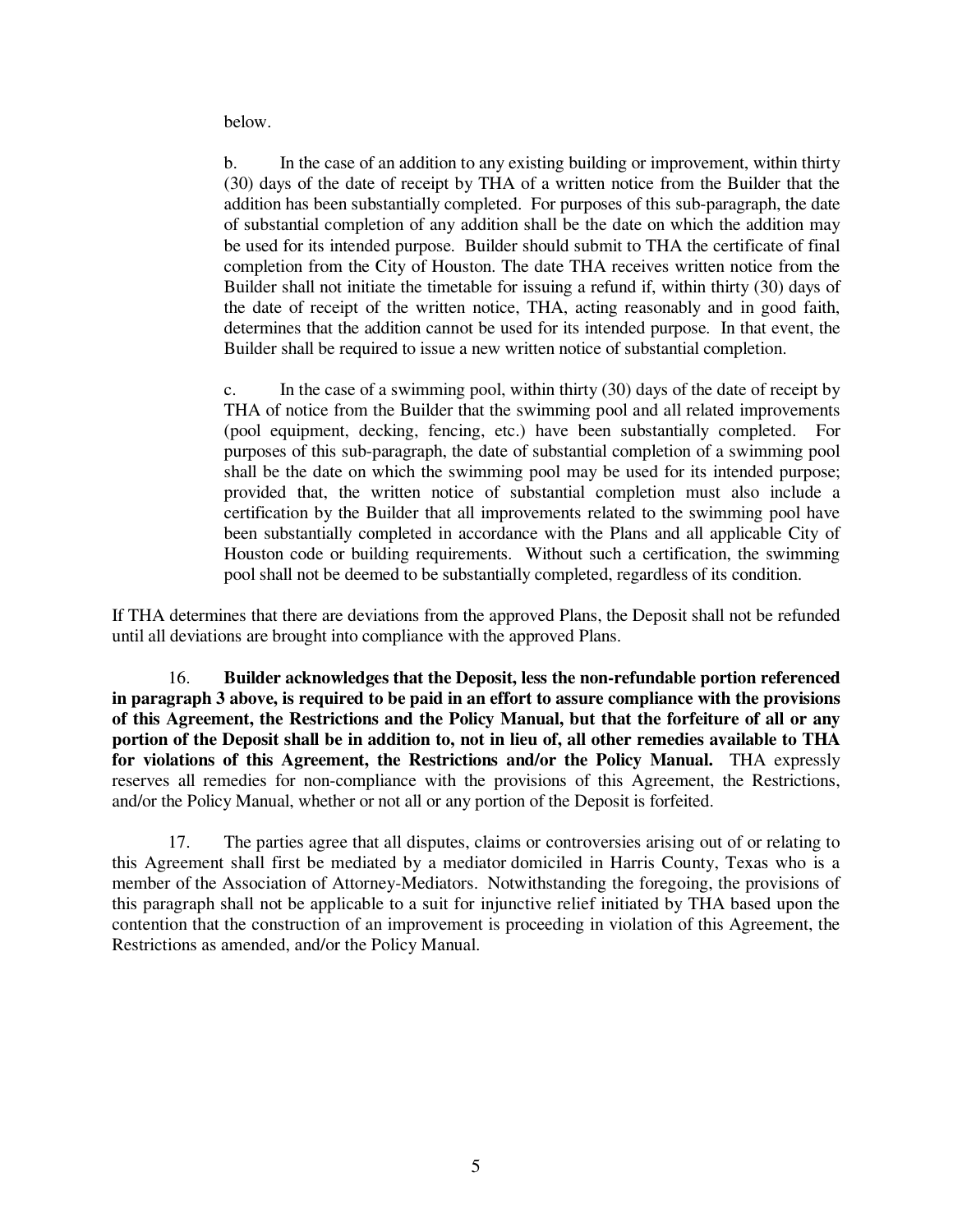below.

b. In the case of an addition to any existing building or improvement, within thirty (30) days of the date of receipt by THA of a written notice from the Builder that the addition has been substantially completed. For purposes of this sub-paragraph, the date of substantial completion of any addition shall be the date on which the addition may be used for its intended purpose. Builder should submit to THA the certificate of final completion from the City of Houston. The date THA receives written notice from the Builder shall not initiate the timetable for issuing a refund if, within thirty (30) days of the date of receipt of the written notice, THA, acting reasonably and in good faith, determines that the addition cannot be used for its intended purpose. In that event, the Builder shall be required to issue a new written notice of substantial completion.

c. In the case of a swimming pool, within thirty (30) days of the date of receipt by THA of notice from the Builder that the swimming pool and all related improvements (pool equipment, decking, fencing, etc.) have been substantially completed. For purposes of this sub-paragraph, the date of substantial completion of a swimming pool shall be the date on which the swimming pool may be used for its intended purpose; provided that, the written notice of substantial completion must also include a certification by the Builder that all improvements related to the swimming pool have been substantially completed in accordance with the Plans and all applicable City of Houston code or building requirements. Without such a certification, the swimming pool shall not be deemed to be substantially completed, regardless of its condition.

If THA determines that there are deviations from the approved Plans, the Deposit shall not be refunded until all deviations are brought into compliance with the approved Plans.

16. **Builder acknowledges that the Deposit, less the non-refundable portion referenced in paragraph 3 above, is required to be paid in an effort to assure compliance with the provisions of this Agreement, the Restrictions and the Policy Manual, but that the forfeiture of all or any portion of the Deposit shall be in addition to, not in lieu of, all other remedies available to THA for violations of this Agreement, the Restrictions and/or the Policy Manual.** THA expressly reserves all remedies for non-compliance with the provisions of this Agreement, the Restrictions, and/or the Policy Manual, whether or not all or any portion of the Deposit is forfeited.

17. The parties agree that all disputes, claims or controversies arising out of or relating to this Agreement shall first be mediated by a mediator domiciled in Harris County, Texas who is a member of the Association of Attorney-Mediators. Notwithstanding the foregoing, the provisions of this paragraph shall not be applicable to a suit for injunctive relief initiated by THA based upon the contention that the construction of an improvement is proceeding in violation of this Agreement, the Restrictions as amended, and/or the Policy Manual.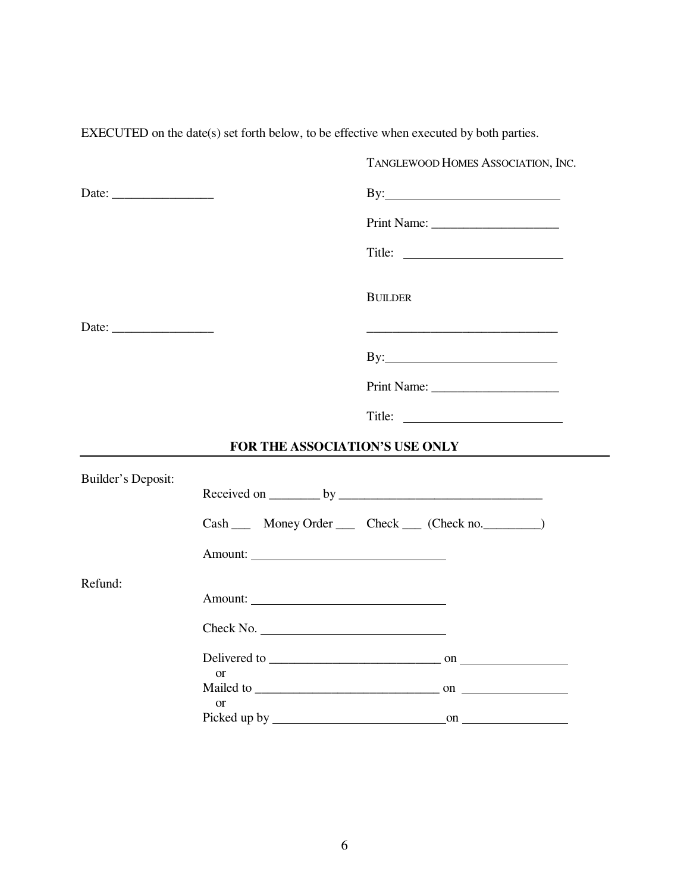EXECUTED on the date(s) set forth below, to be effective when executed by both parties.

TANGLEWOOD HOMES ASSOCIATION, INC.

Date: ________________

By: ___________________________

Print Name: ____________________

Title: _________________________

BUILDER

Date: ________________

______________________________

By: ___________________________

Print Name: ____________________

Title: _________________________

**FOR THE ASSOCIATION'S USE ONLY**

Builder's Deposit:

Received on ________ by ________________________________

Cash ___ Money Order ___ Check ___ (Check no._________)

Amount: ______________________________

Refund:

Amount: ______________________________

Check No. ______________________________

Delivered to ___________________________ on ________________
or
Mailed to _____________________________ on ________________
or
Picked up by ___________________________ on ________________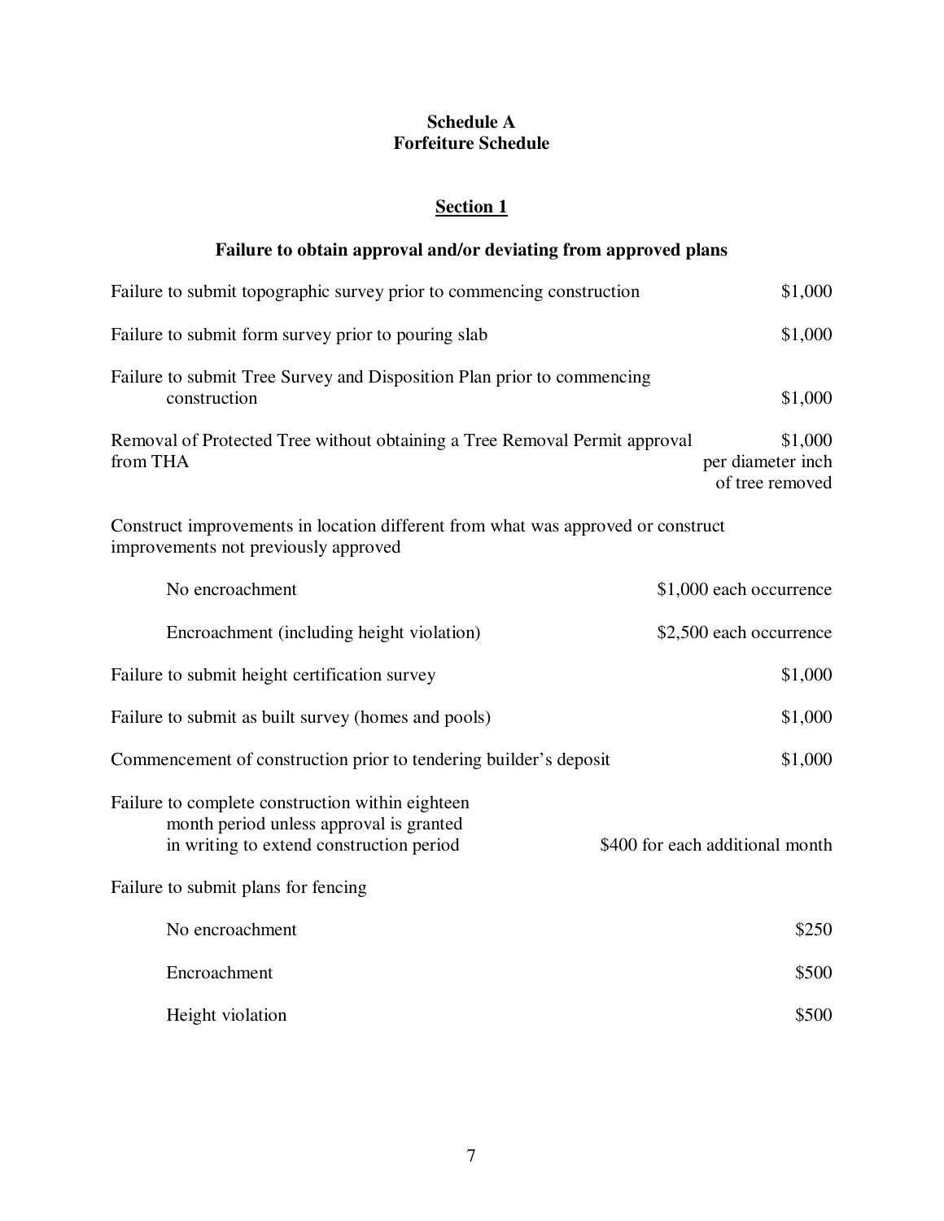# Schedule A
# Forfeiture Schedule

## Section 1

### Failure to obtain approval and/or deviating from approved plans

| Violation | Forfeiture |
|---|---|
| Failure to submit topographic survey prior to commencing construction | $1,000 |
| Failure to submit form survey prior to pouring slab | $1,000 |
| Failure to submit Tree Survey and Disposition Plan prior to commencing construction | $1,000 |
| Removal of Protected Tree without obtaining a Tree Removal Permit approval from THA | $1,000 per diameter inch of tree removed |
| Construct improvements in location different from what was approved or construct improvements not previously approved | |
| No encroachment | $1,000 each occurrence |
| Encroachment (including height violation) | $2,500 each occurrence |
| Failure to submit height certification survey | $1,000 |
| Failure to submit as built survey (homes and pools) | $1,000 |
| Commencement of construction prior to tendering builder's deposit | $1,000 |
| Failure to complete construction within eighteen month period unless approval is granted in writing to extend construction period | $400 for each additional month |
| Failure to submit plans for fencing | |
| No encroachment | $250 |
| Encroachment | $500 |
| Height violation | $500 |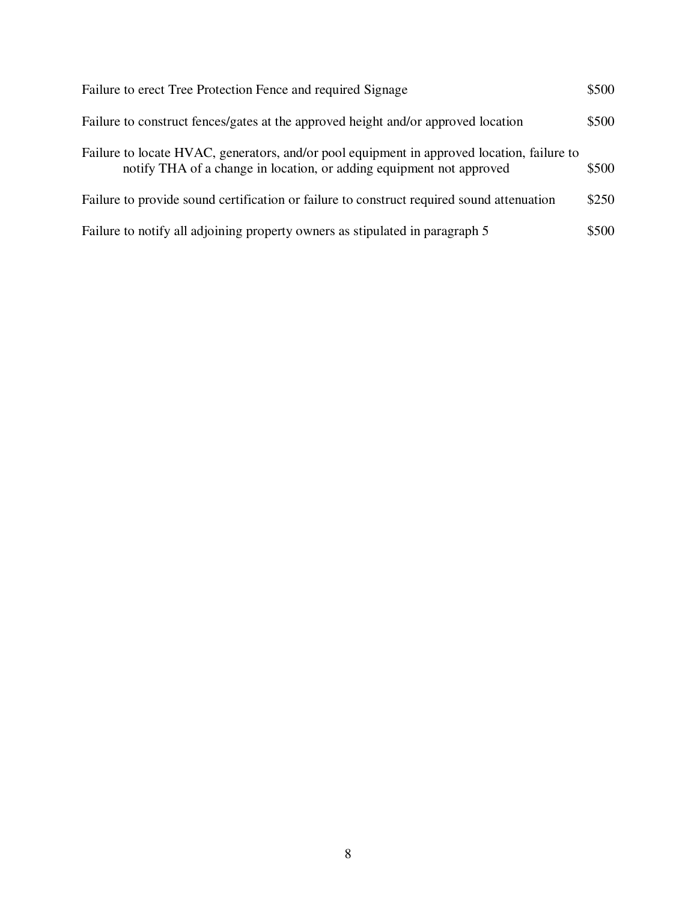| | |
|---|---|
| Failure to erect Tree Protection Fence and required Signage | $500 |
| Failure to construct fences/gates at the approved height and/or approved location | $500 |
| Failure to locate HVAC, generators, and/or pool equipment in approved location, failure to notify THA of a change in location, or adding equipment not approved | $500 |
| Failure to provide sound certification or failure to construct required sound attenuation | $250 |
| Failure to notify all adjoining property owners as stipulated in paragraph 5 | $500 |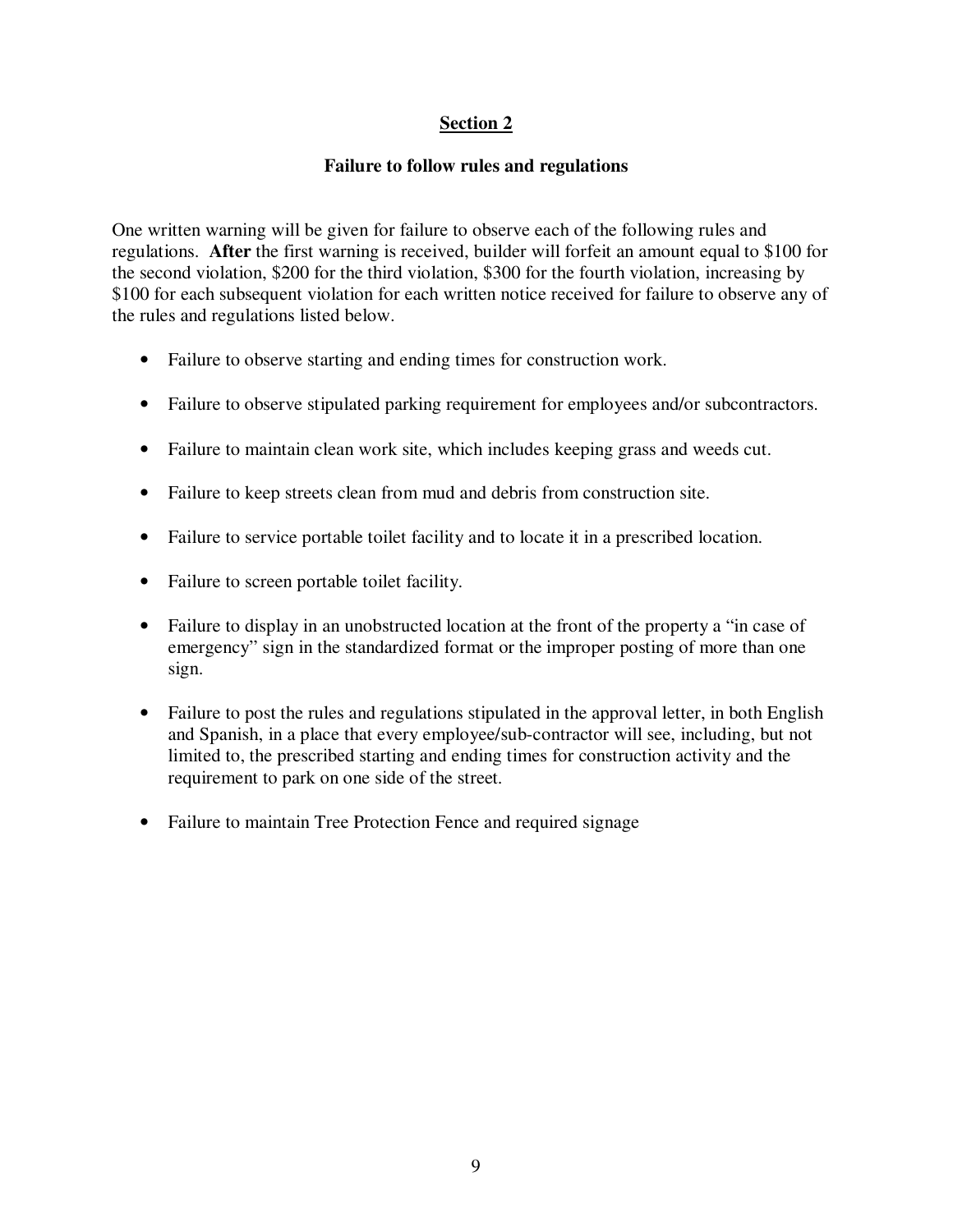## Section 2

### Failure to follow rules and regulations

One written warning will be given for failure to observe each of the following rules and regulations. **After** the first warning is received, builder will forfeit an amount equal to $100 for the second violation, $200 for the third violation, $300 for the fourth violation, increasing by $100 for each subsequent violation for each written notice received for failure to observe any of the rules and regulations listed below.

- Failure to observe starting and ending times for construction work.
- Failure to observe stipulated parking requirement for employees and/or subcontractors.
- Failure to maintain clean work site, which includes keeping grass and weeds cut.
- Failure to keep streets clean from mud and debris from construction site.
- Failure to service portable toilet facility and to locate it in a prescribed location.
- Failure to screen portable toilet facility.
- Failure to display in an unobstructed location at the front of the property a "in case of emergency" sign in the standardized format or the improper posting of more than one sign.
- Failure to post the rules and regulations stipulated in the approval letter, in both English and Spanish, in a place that every employee/sub-contractor will see, including, but not limited to, the prescribed starting and ending times for construction activity and the requirement to park on one side of the street.
- Failure to maintain Tree Protection Fence and required signage